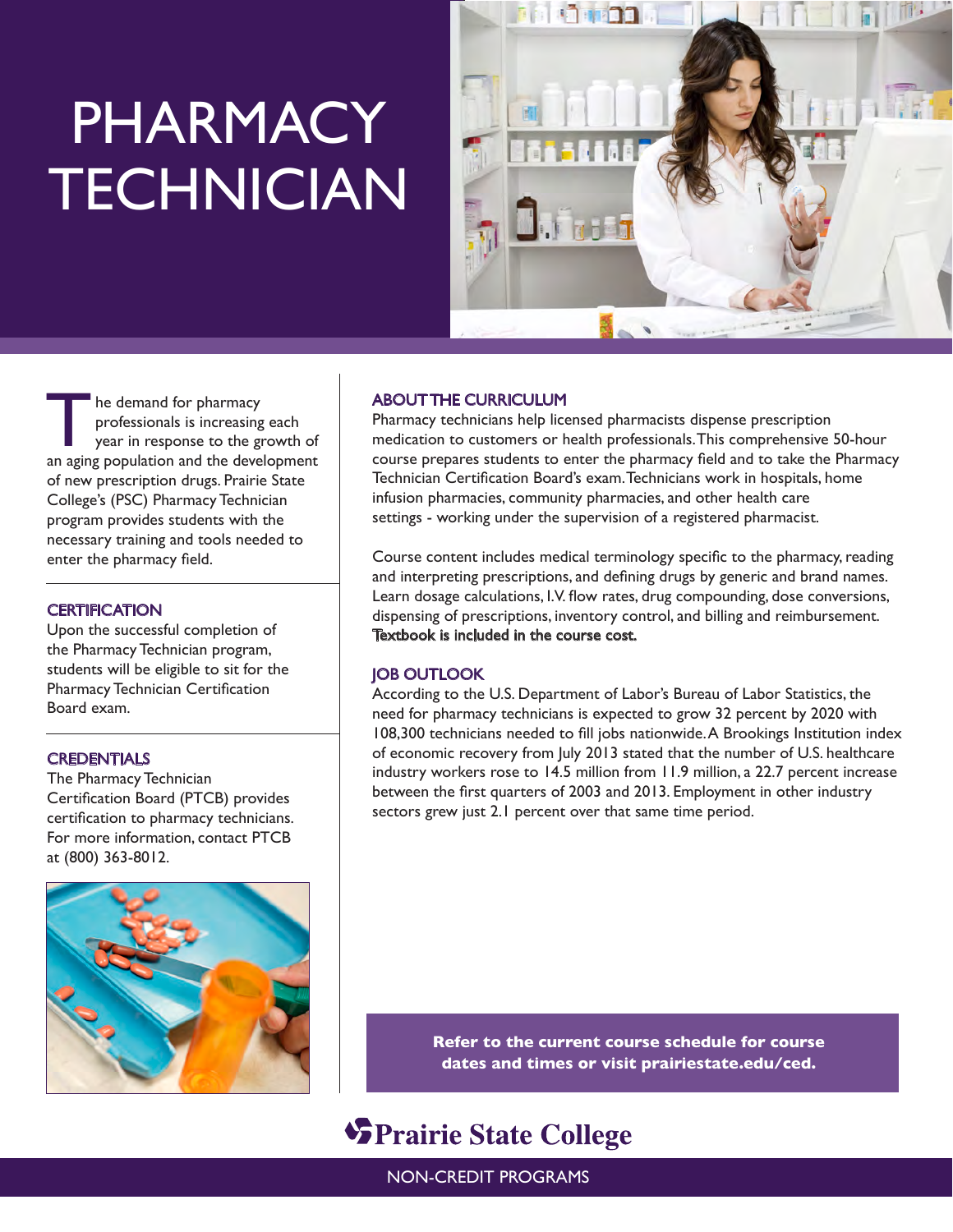# PHARMACY TECHNICIAN

The demand for pharmacy professionals is increasing each year in response to the growth of an aging population and the development of new prescription drugs. Prairie State College's (PSC) Pharmacy Technician program provides students with the necessary training and tools needed to enter the pharmacy field.

## CERTIFICATION

Upon the successful completion of the Pharmacy Technician program, students will be eligible to sit for the Pharmacy Technician Certification Board exam.

## CREDENTIALS

The Pharmacy Technician Certification Board (PTCB) provides certification to pharmacy technicians. For more information, contact PTCB at (800) 363-8012.

## ABOUT THE CURRICULUM

Pharmacy technicians help licensed pharmacists dispense prescription medication to customers or health professionals. This comprehensive 50-hour course prepares students to enter the pharmacy field and to take the Pharmacy Technician Certification Board's exam. Technicians work in hospitals, home infusion pharmacies, community pharmacies, and other health care settings - working under the supervision of a registered pharmacist.

Course content includes medical terminology specific to the pharmacy, reading and interpreting prescriptions, and defining drugs by generic and brand names. Learn dosage calculations, I.V. flow rates, drug compounding, dose conversions, dispensing of prescriptions, inventory control, and billing and reimbursement. **Textbook is included in the course cost.**

## JOB OUTLOOK

According to the U.S. Department of Labor's Bureau of Labor Statistics, the need for pharmacy technicians is expected to grow 32 percent by 2020 with 108,300 technicians needed to fill jobs nationwide. A Brookings Institution index of economic recovery from July 2013 stated that the number of U.S. healthcare industry workers rose to 14.5 million from 11.9 million, a 22.7 percent increase between the first quarters of 2003 and 2013. Employment in other industry sectors grew just 2.1 percent over that same time period.

**Refer to the current course schedule for course dates and times or visit prairiestate.edu/ced.**

Prairie State College

NON-CREDIT PROGRAMS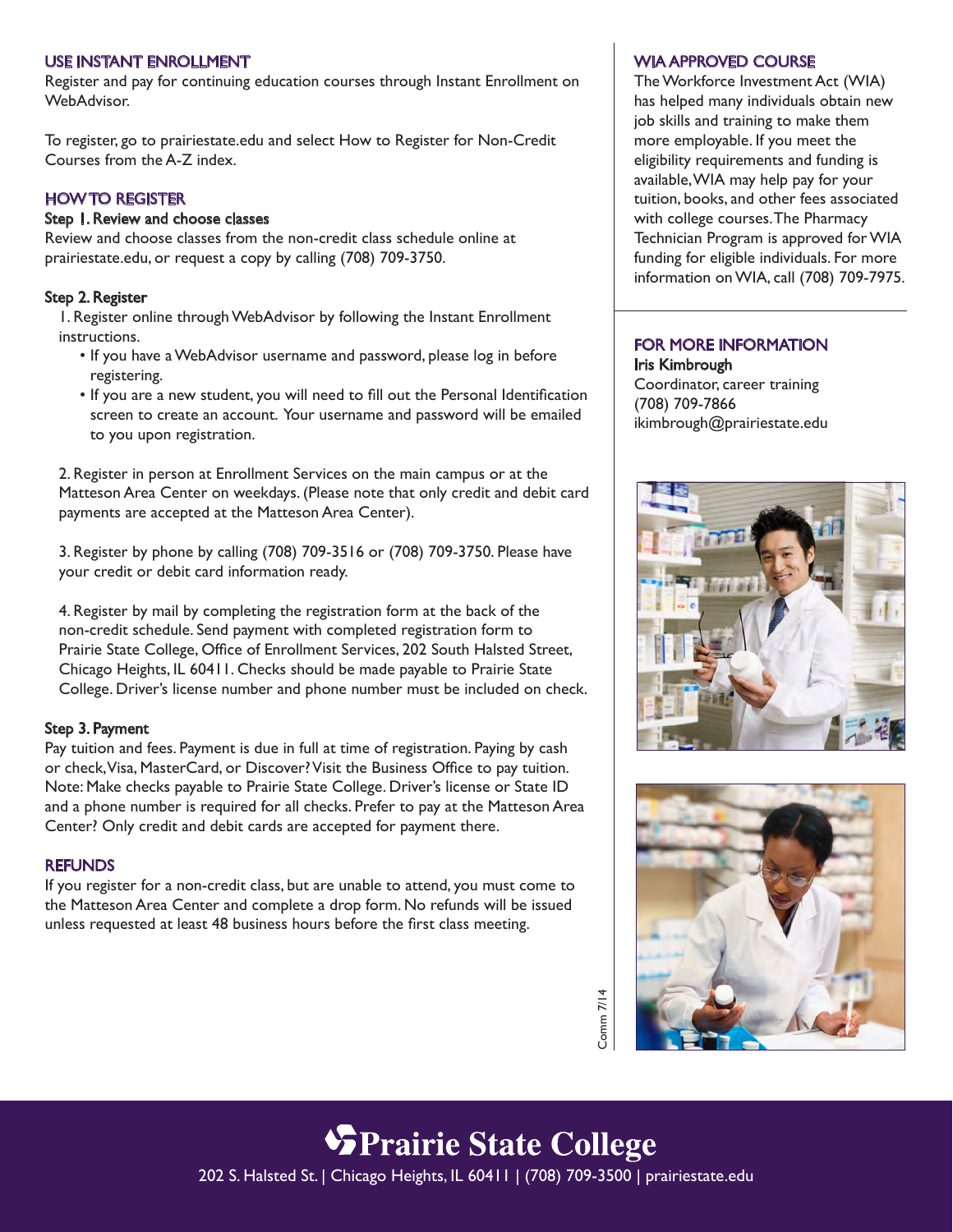## USE INSTANT ENROLLMENT

Register and pay for continuing education courses through Instant Enrollment on WebAdvisor.

To register, go to prairiestate.edu and select How to Register for Non-Credit Courses from the A-Z index.

## HOW TO REGISTER

### Step 1. Review and choose classes

Review and choose classes from the non-credit class schedule online at prairiestate.edu, or request a copy by calling (708) 709-3750.

### Step 2. Register

1. Register online through WebAdvisor by following the Instant Enrollment instructions.
   - If you have a WebAdvisor username and password, please log in before registering.
   - If you are a new student, you will need to fill out the Personal Identification screen to create an account. Your username and password will be emailed to you upon registration.

2. Register in person at Enrollment Services on the main campus or at the Matteson Area Center on weekdays. (Please note that only credit and debit card payments are accepted at the Matteson Area Center).

3. Register by phone by calling (708) 709-3516 or (708) 709-3750. Please have your credit or debit card information ready.

4. Register by mail by completing the registration form at the back of the non-credit schedule. Send payment with completed registration form to Prairie State College, Office of Enrollment Services, 202 South Halsted Street, Chicago Heights, IL 60411. Checks should be made payable to Prairie State College. Driver's license number and phone number must be included on check.

### Step 3. Payment

Pay tuition and fees. Payment is due in full at time of registration. Paying by cash or check, Visa, MasterCard, or Discover? Visit the Business Office to pay tuition. Note: Make checks payable to Prairie State College. Driver's license or State ID and a phone number is required for all checks. Prefer to pay at the Matteson Area Center? Only credit and debit cards are accepted for payment there.

## REFUNDS

If you register for a non-credit class, but are unable to attend, you must come to the Matteson Area Center and complete a drop form. No refunds will be issued unless requested at least 48 business hours before the first class meeting.

## WIA APPROVED COURSE

The Workforce Investment Act (WIA) has helped many individuals obtain new job skills and training to make them more employable. If you meet the eligibility requirements and funding is available, WIA may help pay for your tuition, books, and other fees associated with college courses. The Pharmacy Technician Program is approved for WIA funding for eligible individuals. For more information on WIA, call (708) 709-7975.

## FOR MORE INFORMATION

**Iris Kimbrough**
Coordinator, career training
(708) 709-7866
ikimbrough@prairiestate.edu

Comm 7/14

**Prairie State College**

202 S. Halsted St. | Chicago Heights, IL 60411 | (708) 709-3500 | prairiestate.edu